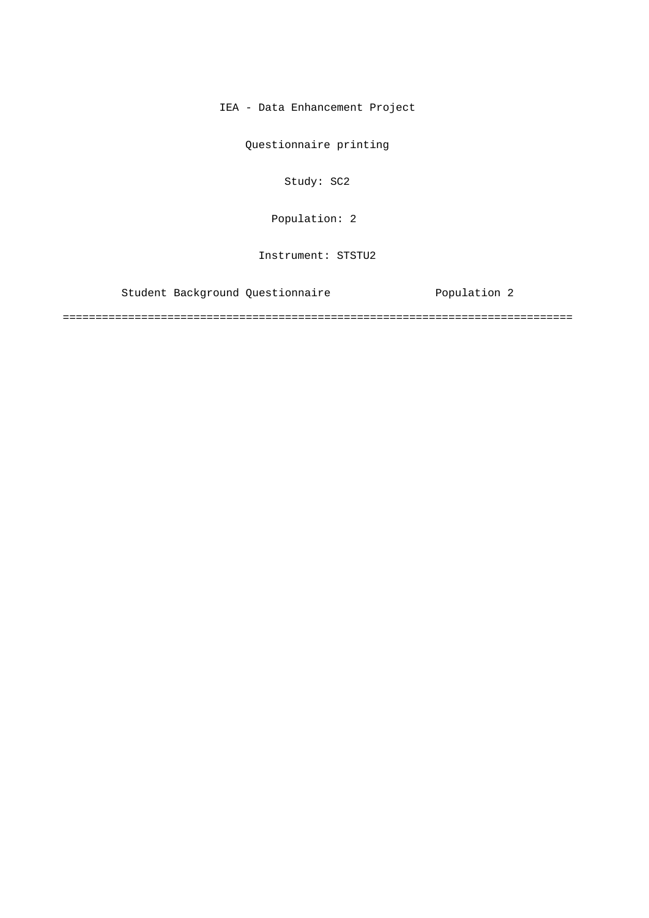IEA - Data Enhancement Project

Questionnaire printing

Study: SC2

Population: 2

Instrument: STSTU2

Student Background Questionnaire                Population 2

===============================================================================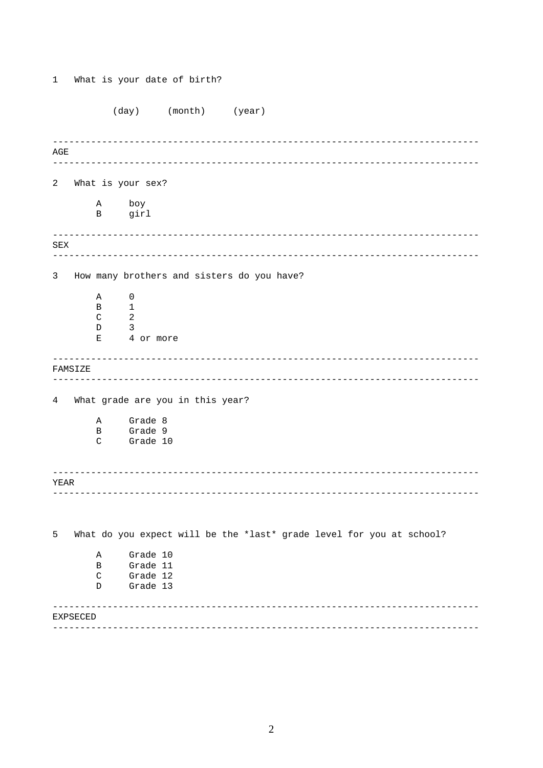1   What is your date of birth?

(day)     (month)     (year)

---

AGE

---

2   What is your sex?

A     boy
B     girl

---

SEX

---

3   How many brothers and sisters do you have?

A     0
B     1
C     2
D     3
E     4 or more

---

FAMSIZE

---

4   What grade are you in this year?

A     Grade 8
B     Grade 9
C     Grade 10

---

YEAR

---

5   What do you expect will be the *last* grade level for you at school?

A     Grade 10
B     Grade 11
C     Grade 12
D     Grade 13

---

EXPSECED

---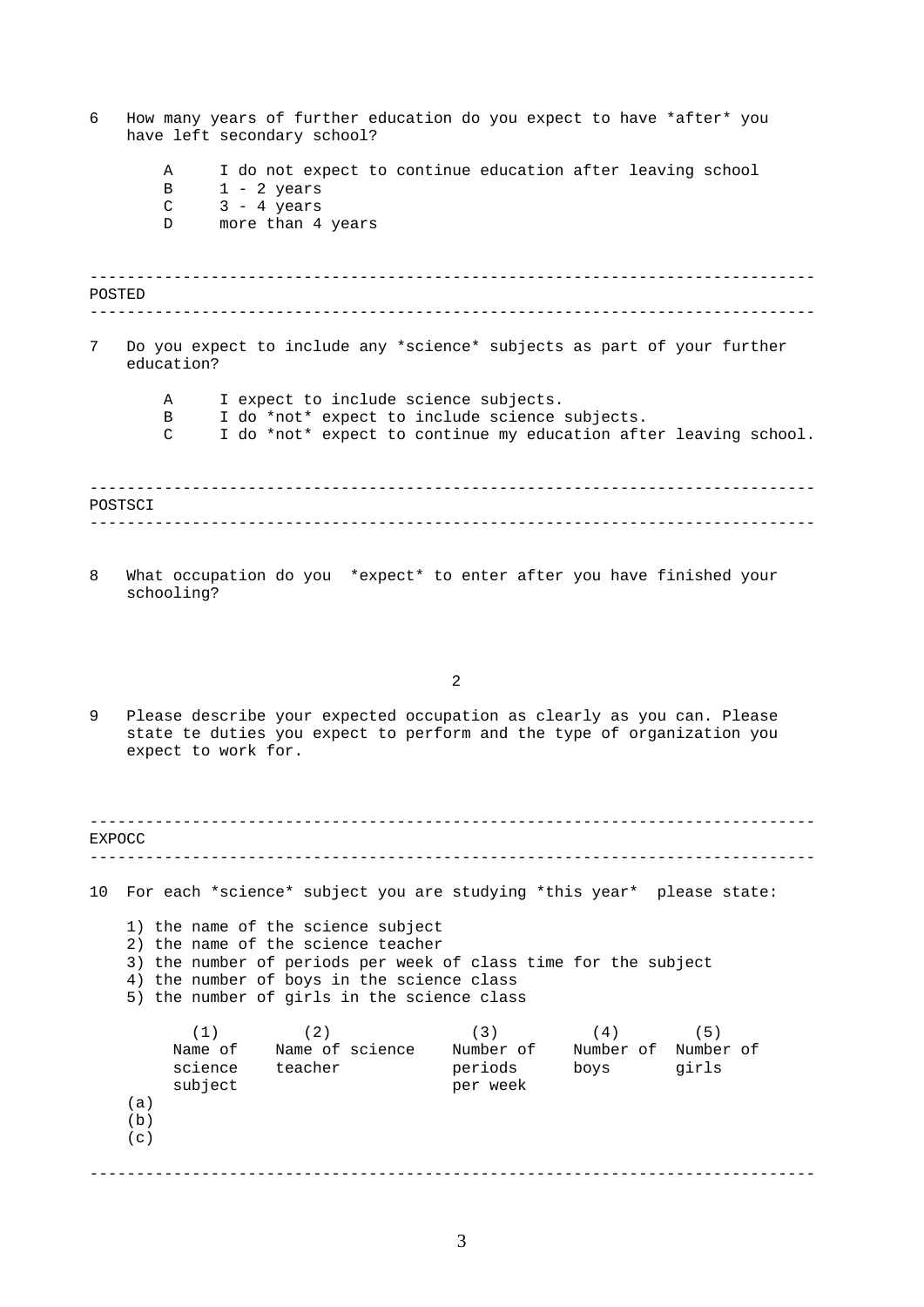6 How many years of further education do you expect to have *after* you have left secondary school?

- A I do not expect to continue education after leaving school
- B 1 - 2 years
- C 3 - 4 years
- D more than 4 years

---

POSTED

---

7 Do you expect to include any *science* subjects as part of your further education?

- A I expect to include science subjects.
- B I do *not* expect to include science subjects.
- C I do *not* expect to continue my education after leaving school.

---

POSTSCI

---

8 What occupation do you *expect* to enter after you have finished your schooling?

9 Please describe your expected occupation as clearly as you can. Please state te duties you expect to perform and the type of organization you expect to work for.

---

EXPOCC

---

10 For each *science* subject you are studying *this year* please state:

1) the name of the science subject
2) the name of the science teacher
3) the number of periods per week of class time for the subject
4) the number of boys in the science class
5) the number of girls in the science class

| | (1) Name of science subject | (2) Name of science teacher | (3) Number of periods per week | (4) Number of boys | (5) Number of girls |
|---|---|---|---|---|---|
| (a) | | | | | |
| (b) | | | | | |
| (c) | | | | | |

---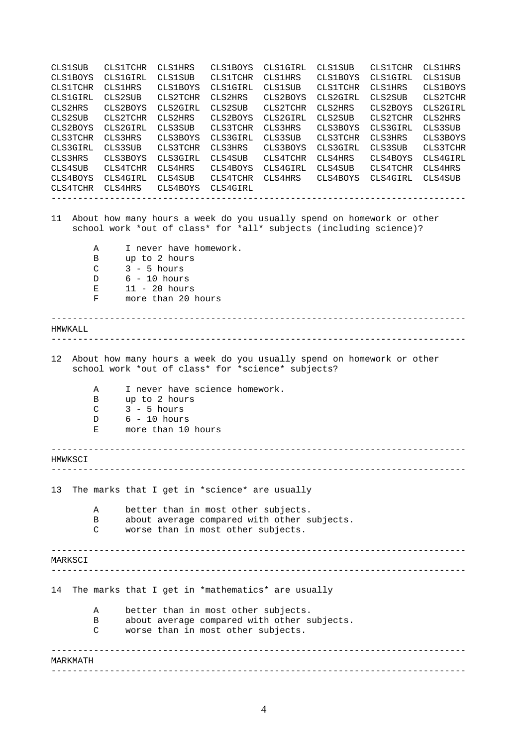```
CLS1SUB   CLS1TCHR  CLS1HRS   CLS1BOYS  CLS1GIRL  CLS1SUB   CLS1TCHR  CLS1HRS
CLS1BOYS  CLS1GIRL  CLS1SUB   CLS1TCHR  CLS1HRS   CLS1BOYS  CLS1GIRL  CLS1SUB
CLS1TCHR  CLS1HRS   CLS1BOYS  CLS1GIRL  CLS1SUB   CLS1TCHR  CLS1HRS   CLS1BOYS
CLS1GIRL  CLS2SUB   CLS2TCHR  CLS2HRS   CLS2BOYS  CLS2GIRL  CLS2SUB   CLS2TCHR
CLS2HRS   CLS2BOYS  CLS2GIRL  CLS2SUB   CLS2TCHR  CLS2HRS   CLS2BOYS  CLS2GIRL
CLS2SUB   CLS2TCHR  CLS2HRS   CLS2BOYS  CLS2GIRL  CLS2SUB   CLS2TCHR  CLS2HRS
CLS2BOYS  CLS2GIRL  CLS3SUB   CLS3TCHR  CLS3HRS   CLS3BOYS  CLS3GIRL  CLS3SUB
CLS3TCHR  CLS3HRS   CLS3BOYS  CLS3GIRL  CLS3SUB   CLS3TCHR  CLS3HRS   CLS3BOYS
CLS3GIRL  CLS3SUB   CLS3TCHR  CLS3HRS   CLS3BOYS  CLS3GIRL  CLS3SUB   CLS3TCHR
CLS3HRS   CLS3BOYS  CLS3GIRL  CLS4SUB   CLS4TCHR  CLS4HRS   CLS4BOYS  CLS4GIRL
CLS4SUB   CLS4TCHR  CLS4HRS   CLS4BOYS  CLS4GIRL  CLS4SUB   CLS4TCHR  CLS4HRS
CLS4BOYS  CLS4GIRL  CLS4SUB   CLS4TCHR  CLS4HRS   CLS4BOYS  CLS4GIRL  CLS4SUB
CLS4TCHR  CLS4HRS   CLS4BOYS  CLS4GIRL
```

---

11 About how many hours a week do you usually spend on homework or other school work *out of class* for *all* subjects (including science)?

- A I never have homework.
- B up to 2 hours
- C 3 - 5 hours
- D 6 - 10 hours
- E 11 - 20 hours
- F more than 20 hours

---

HMWKALL

---

12 About how many hours a week do you usually spend on homework or other school work *out of class* for *science* subjects?

- A I never have science homework.
- B up to 2 hours
- C 3 - 5 hours
- D 6 - 10 hours
- E more than 10 hours

---

HMWKSCI

---

13 The marks that I get in *science* are usually

- A better than in most other subjects.
- B about average compared with other subjects.
- C worse than in most other subjects.

---

MARKSCI

---

14 The marks that I get in *mathematics* are usually

- A better than in most other subjects.
- B about average compared with other subjects.
- C worse than in most other subjects.

---

MARKMATH

---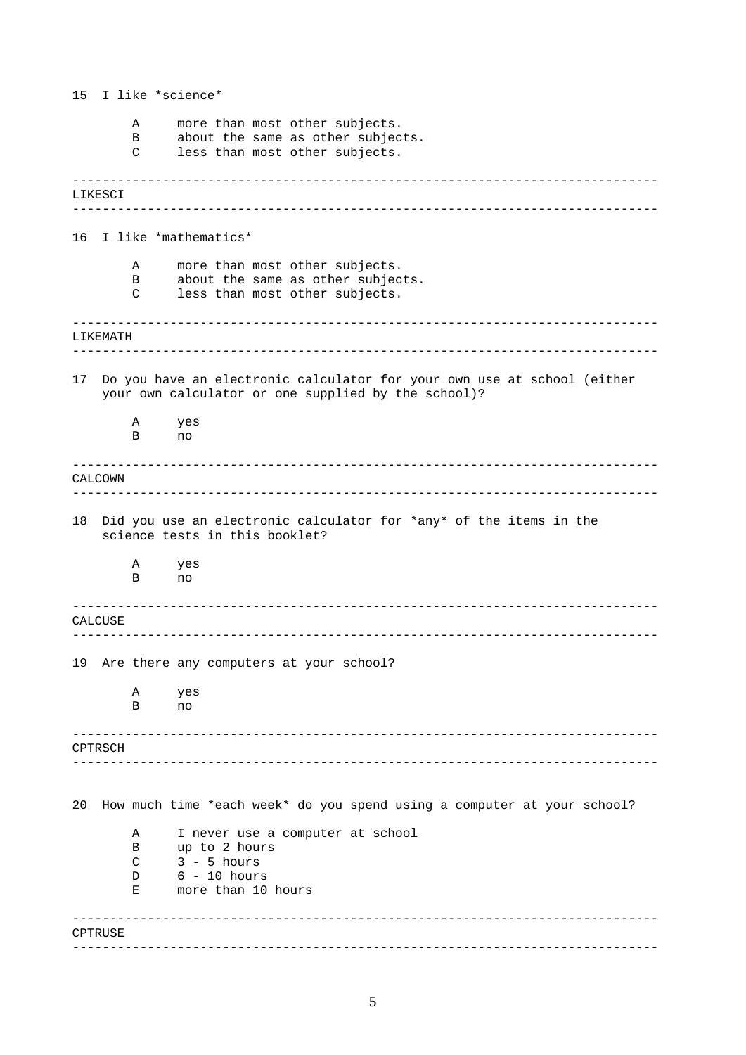15 I like *science*

- A more than most other subjects.
- B about the same as other subjects.
- C less than most other subjects.

---

LIKESCI

---

16 I like *mathematics*

- A more than most other subjects.
- B about the same as other subjects.
- C less than most other subjects.

---

LIKEMATH

---

17 Do you have an electronic calculator for your own use at school (either your own calculator or one supplied by the school)?

- A yes
- B no

---

CALCOWN

---

18 Did you use an electronic calculator for *any* of the items in the science tests in this booklet?

- A yes
- B no

---

CALCUSE

---

19 Are there any computers at your school?

- A yes
- B no

---

CPTRSCH

---

20 How much time *each week* do you spend using a computer at your school?

- A I never use a computer at school
- B up to 2 hours
- C 3 - 5 hours
- D 6 - 10 hours
- E more than 10 hours

---

CPTRUSE

---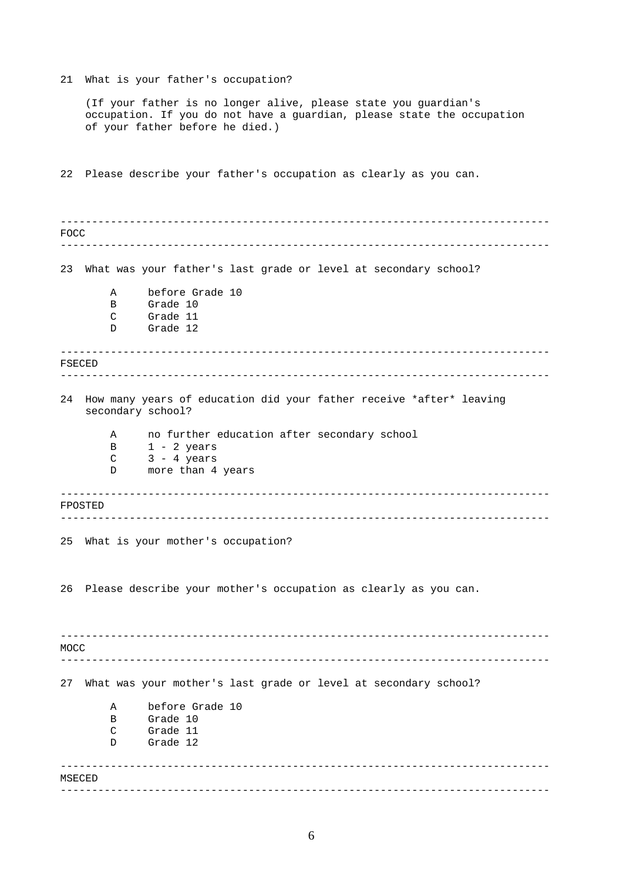21 What is your father's occupation?

(If your father is no longer alive, please state you guardian's occupation. If you do not have a guardian, please state the occupation of your father before he died.)

22 Please describe your father's occupation as clearly as you can.

---

FOCC

---

23 What was your father's last grade or level at secondary school?

- A before Grade 10
- B Grade 10
- C Grade 11
- D Grade 12

---

FSECED

---

24 How many years of education did your father receive *after* leaving secondary school?

- A no further education after secondary school
- B 1 - 2 years
- C 3 - 4 years
- D more than 4 years

---

FPOSTED

---

25 What is your mother's occupation?

26 Please describe your mother's occupation as clearly as you can.

---

MOCC

---

27 What was your mother's last grade or level at secondary school?

- A before Grade 10
- B Grade 10
- C Grade 11
- D Grade 12

---

MSECED

---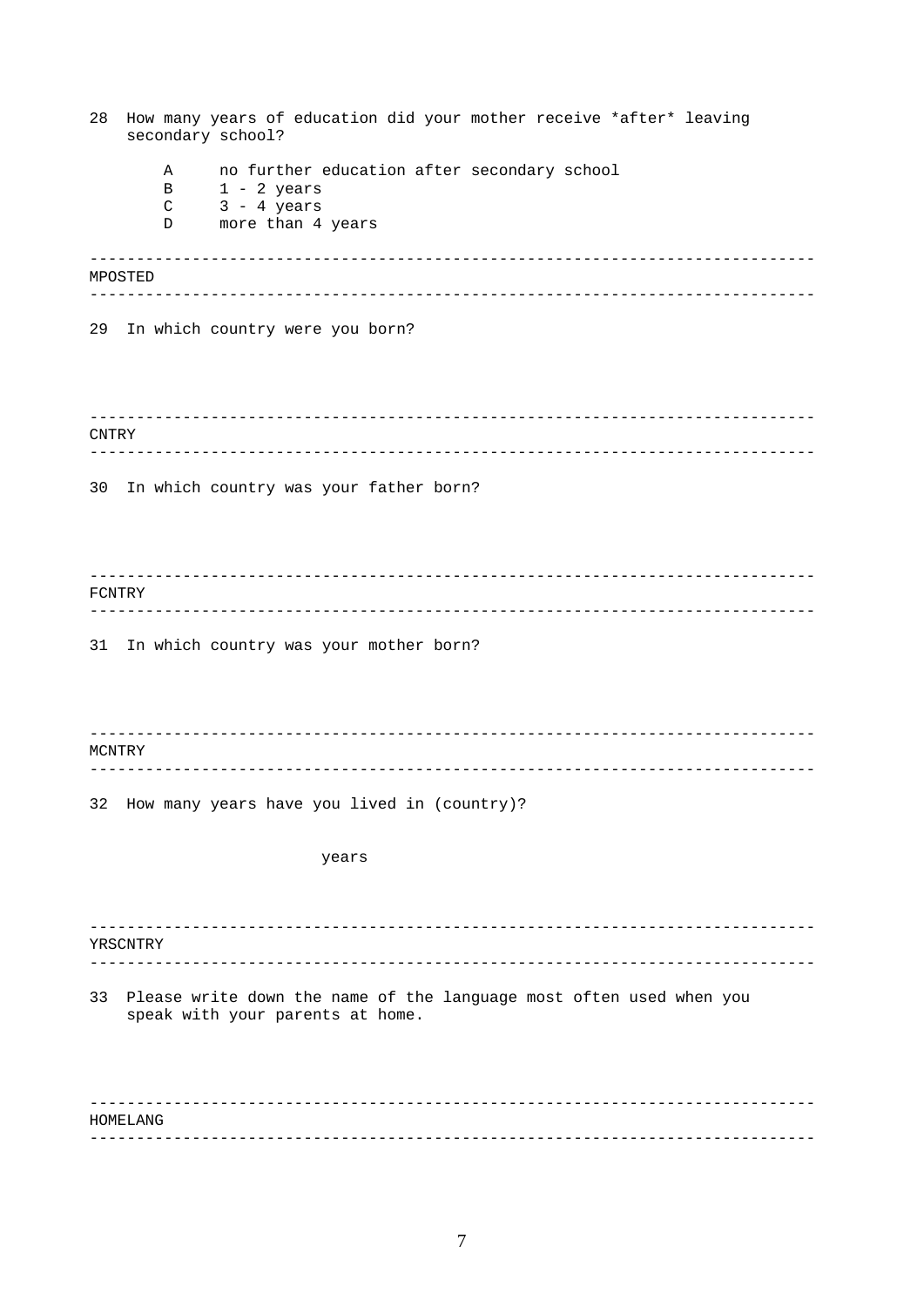28 How many years of education did your mother receive *after* leaving secondary school?

A no further education after secondary school
B 1 - 2 years
C 3 - 4 years
D more than 4 years

---

MPOSTED

---

29 In which country were you born?

---

CNTRY

---

30 In which country was your father born?

---

FCNTRY

---

31 In which country was your mother born?

---

MCNTRY

---

32 How many years have you lived in (country)?

years

---

YRSCNTRY

---

33 Please write down the name of the language most often used when you speak with your parents at home.

---

HOMELANG

---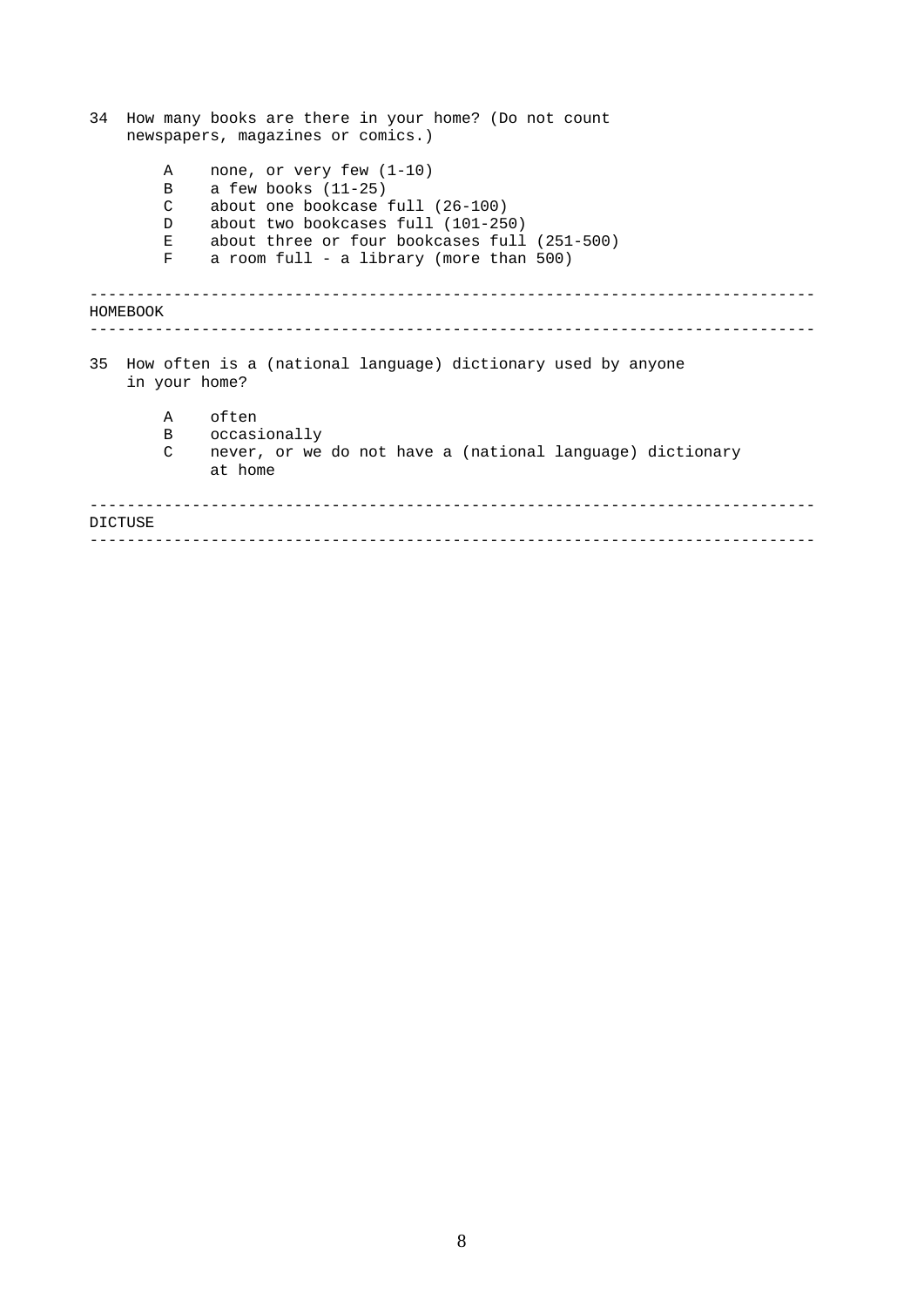34 How many books are there in your home? (Do not count newspapers, magazines or comics.)

- A none, or very few (1-10)
- B a few books (11-25)
- C about one bookcase full (26-100)
- D about two bookcases full (101-250)
- E about three or four bookcases full (251-500)
- F a room full - a library (more than 500)

---

HOMEBOOK

---

35 How often is a (national language) dictionary used by anyone in your home?

- A often
- B occasionally
- C never, or we do not have a (national language) dictionary at home

---

DICTUSE

---